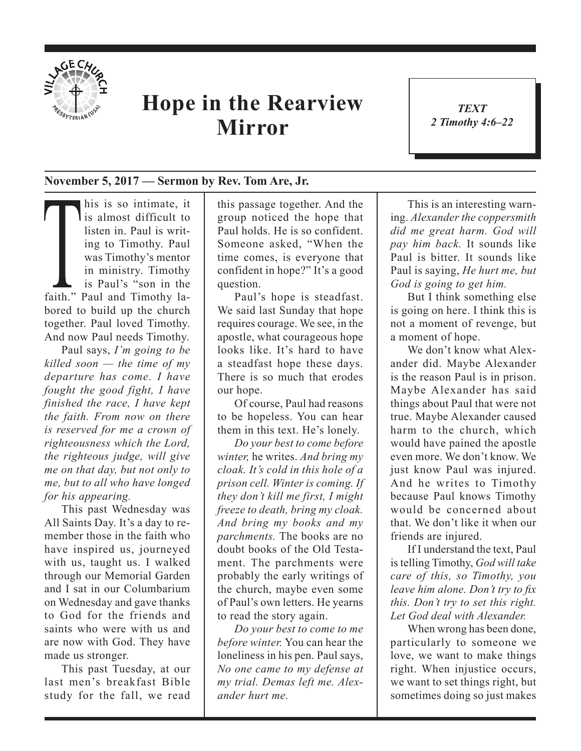# Hope in the Rearview Mirror

*TEXT*
*2 Timothy 4:6–22*

**November 5, 2017 — Sermon by Rev. Tom Are, Jr.**

This is so intimate, it is almost difficult to listen in. Paul is writing to Timothy. Paul was Timothy's mentor in ministry. Timothy is Paul's "son in the faith." Paul and Timothy labored to build up the church together. Paul loved Timothy. And now Paul needs Timothy.

Paul says, *I'm going to be killed soon — the time of my departure has come. I have fought the good fight, I have finished the race, I have kept the faith. From now on there is reserved for me a crown of righteousness which the Lord, the righteous judge, will give me on that day, but not only to me, but to all who have longed for his appearing.*

This past Wednesday was All Saints Day. It's a day to remember those in the faith who have inspired us, journeyed with us, taught us. I walked through our Memorial Garden and I sat in our Columbarium on Wednesday and gave thanks to God for the friends and saints who were with us and are now with God. They have made us stronger.

This past Tuesday, at our last men's breakfast Bible study for the fall, we read this passage together. And the group noticed the hope that Paul holds. He is so confident. Someone asked, "When the time comes, is everyone that confident in hope?" It's a good question.

Paul's hope is steadfast. We said last Sunday that hope requires courage. We see, in the apostle, what courageous hope looks like. It's hard to have a steadfast hope these days. There is so much that erodes our hope.

Of course, Paul had reasons to be hopeless. You can hear them in this text. He's lonely.

*Do your best to come before winter,* he writes. *And bring my cloak. It's cold in this hole of a prison cell. Winter is coming. If they don't kill me first, I might freeze to death, bring my cloak. And bring my books and my parchments.* The books are no doubt books of the Old Testament. The parchments were probably the early writings of the church, maybe even some of Paul's own letters. He yearns to read the story again.

*Do your best to come to me before winter.* You can hear the loneliness in his pen. Paul says, *No one came to my defense at my trial. Demas left me. Alexander hurt me.*

This is an interesting warning. *Alexander the coppersmith did me great harm. God will pay him back.* It sounds like Paul is bitter. It sounds like Paul is saying, *He hurt me, but God is going to get him.*

But I think something else is going on here. I think this is not a moment of revenge, but a moment of hope.

We don't know what Alexander did. Maybe Alexander is the reason Paul is in prison. Maybe Alexander has said things about Paul that were not true. Maybe Alexander caused harm to the church, which would have pained the apostle even more. We don't know. We just know Paul was injured. And he writes to Timothy because Paul knows Timothy would be concerned about that. We don't like it when our friends are injured.

If I understand the text, Paul is telling Timothy, *God will take care of this, so Timothy, you leave him alone. Don't try to fix this. Don't try to set this right. Let God deal with Alexander.*

When wrong has been done, particularly to someone we love, we want to make things right. When injustice occurs, we want to set things right, but sometimes doing so just makes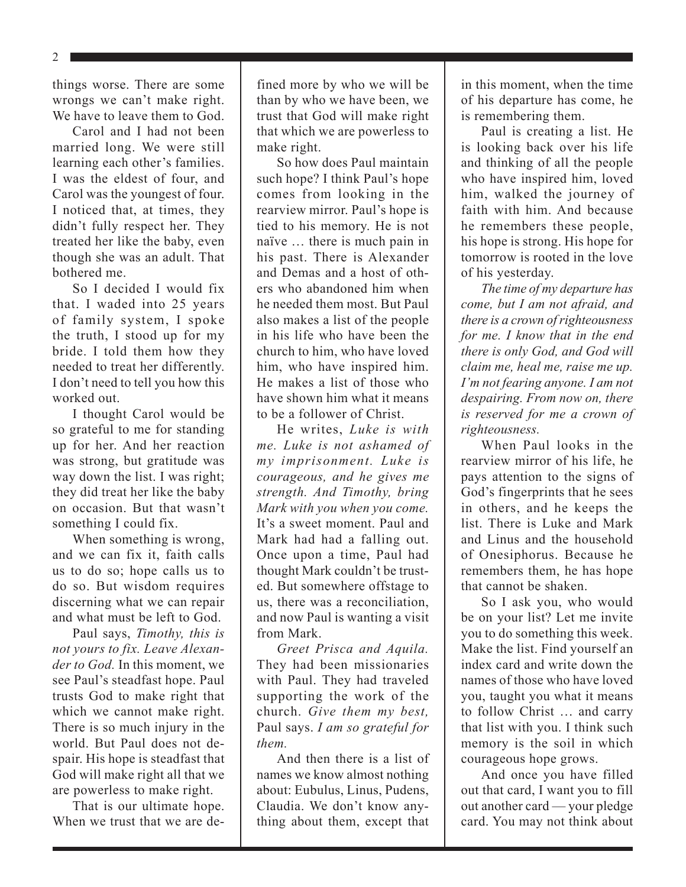things worse. There are some wrongs we can't make right. We have to leave them to God.

Carol and I had not been married long. We were still learning each other's families. I was the eldest of four, and Carol was the youngest of four. I noticed that, at times, they didn't fully respect her. They treated her like the baby, even though she was an adult. That bothered me.

So I decided I would fix that. I waded into 25 years of family system, I spoke the truth, I stood up for my bride. I told them how they needed to treat her differently. I don't need to tell you how this worked out.

I thought Carol would be so grateful to me for standing up for her. And her reaction was strong, but gratitude was way down the list. I was right; they did treat her like the baby on occasion. But that wasn't something I could fix.

When something is wrong, and we can fix it, faith calls us to do so; hope calls us to do so. But wisdom requires discerning what we can repair and what must be left to God.

Paul says, *Timothy, this is not yours to fix. Leave Alexander to God.* In this moment, we see Paul's steadfast hope. Paul trusts God to make right that which we cannot make right. There is so much injury in the world. But Paul does not despair. His hope is steadfast that God will make right all that we are powerless to make right.

That is our ultimate hope. When we trust that we are defined more by who we will be than by who we have been, we trust that God will make right that which we are powerless to make right.

So how does Paul maintain such hope? I think Paul's hope comes from looking in the rearview mirror. Paul's hope is tied to his memory. He is not naïve … there is much pain in his past. There is Alexander and Demas and a host of others who abandoned him when he needed them most. But Paul also makes a list of the people in his life who have been the church to him, who have loved him, who have inspired him. He makes a list of those who have shown him what it means to be a follower of Christ.

He writes, *Luke is with me. Luke is not ashamed of my imprisonment. Luke is courageous, and he gives me strength. And Timothy, bring Mark with you when you come.* It's a sweet moment. Paul and Mark had had a falling out. Once upon a time, Paul had thought Mark couldn't be trusted. But somewhere offstage to us, there was a reconciliation, and now Paul is wanting a visit from Mark.

*Greet Prisca and Aquila.* They had been missionaries with Paul. They had traveled supporting the work of the church. *Give them my best,* Paul says. *I am so grateful for them.*

And then there is a list of names we know almost nothing about: Eubulus, Linus, Pudens, Claudia. We don't know anything about them, except that in this moment, when the time of his departure has come, he is remembering them.

Paul is creating a list. He is looking back over his life and thinking of all the people who have inspired him, loved him, walked the journey of faith with him. And because he remembers these people, his hope is strong. His hope for tomorrow is rooted in the love of his yesterday.

*The time of my departure has come, but I am not afraid, and there is a crown of righteousness for me. I know that in the end there is only God, and God will claim me, heal me, raise me up. I'm not fearing anyone. I am not despairing. From now on, there is reserved for me a crown of righteousness.*

When Paul looks in the rearview mirror of his life, he pays attention to the signs of God's fingerprints that he sees in others, and he keeps the list. There is Luke and Mark and Linus and the household of Onesiphorus. Because he remembers them, he has hope that cannot be shaken.

So I ask you, who would be on your list? Let me invite you to do something this week. Make the list. Find yourself an index card and write down the names of those who have loved you, taught you what it means to follow Christ … and carry that list with you. I think such memory is the soil in which courageous hope grows.

And once you have filled out that card, I want you to fill out another card — your pledge card. You may not think about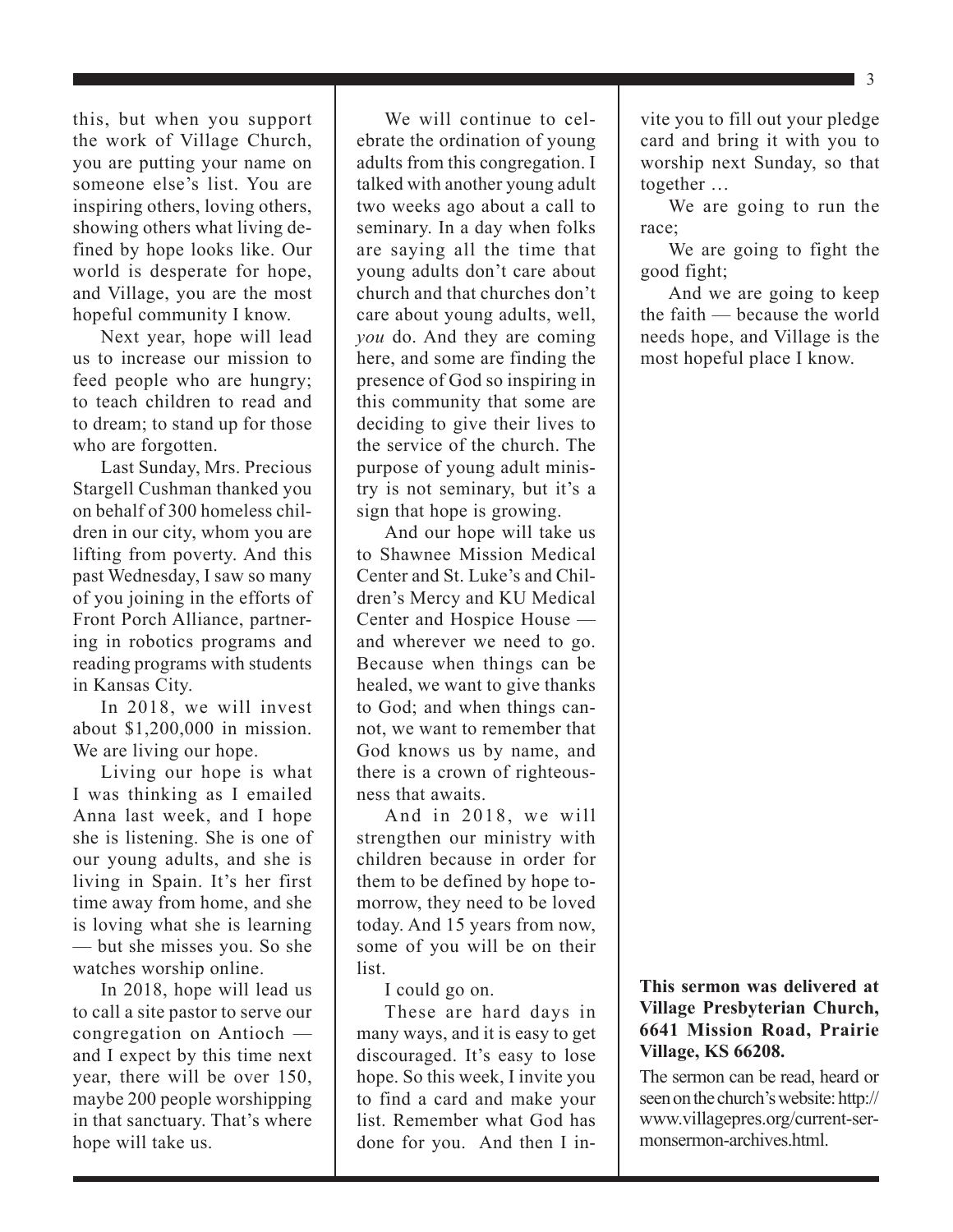this, but when you support the work of Village Church, you are putting your name on someone else's list. You are inspiring others, loving others, showing others what living defined by hope looks like. Our world is desperate for hope, and Village, you are the most hopeful community I know.

Next year, hope will lead us to increase our mission to feed people who are hungry; to teach children to read and to dream; to stand up for those who are forgotten.

Last Sunday, Mrs. Precious Stargell Cushman thanked you on behalf of 300 homeless children in our city, whom you are lifting from poverty. And this past Wednesday, I saw so many of you joining in the efforts of Front Porch Alliance, partnering in robotics programs and reading programs with students in Kansas City.

In 2018, we will invest about $1,200,000 in mission. We are living our hope.

Living our hope is what I was thinking as I emailed Anna last week, and I hope she is listening. She is one of our young adults, and she is living in Spain. It's her first time away from home, and she is loving what she is learning — but she misses you. So she watches worship online.

In 2018, hope will lead us to call a site pastor to serve our congregation on Antioch — and I expect by this time next year, there will be over 150, maybe 200 people worshipping in that sanctuary. That's where hope will take us.

We will continue to celebrate the ordination of young adults from this congregation. I talked with another young adult two weeks ago about a call to seminary. In a day when folks are saying all the time that young adults don't care about church and that churches don't care about young adults, well, *you* do. And they are coming here, and some are finding the presence of God so inspiring in this community that some are deciding to give their lives to the service of the church. The purpose of young adult ministry is not seminary, but it's a sign that hope is growing.

And our hope will take us to Shawnee Mission Medical Center and St. Luke's and Children's Mercy and KU Medical Center and Hospice House — and wherever we need to go. Because when things can be healed, we want to give thanks to God; and when things cannot, we want to remember that God knows us by name, and there is a crown of righteousness that awaits.

And in 2018, we will strengthen our ministry with children because in order for them to be defined by hope tomorrow, they need to be loved today. And 15 years from now, some of you will be on their list.

I could go on.

These are hard days in many ways, and it is easy to get discouraged. It's easy to lose hope. So this week, I invite you to find a card and make your list. Remember what God has done for you. And then I invite you to fill out your pledge card and bring it with you to worship next Sunday, so that together …

We are going to run the race;

We are going to fight the good fight;

And we are going to keep the faith — because the world needs hope, and Village is the most hopeful place I know.

**This sermon was delivered at Village Presbyterian Church, 6641 Mission Road, Prairie Village, KS 66208.**

The sermon can be read, heard or seen on the church's website: http://www.villagepres.org/current-sermonsermon-archives.html.